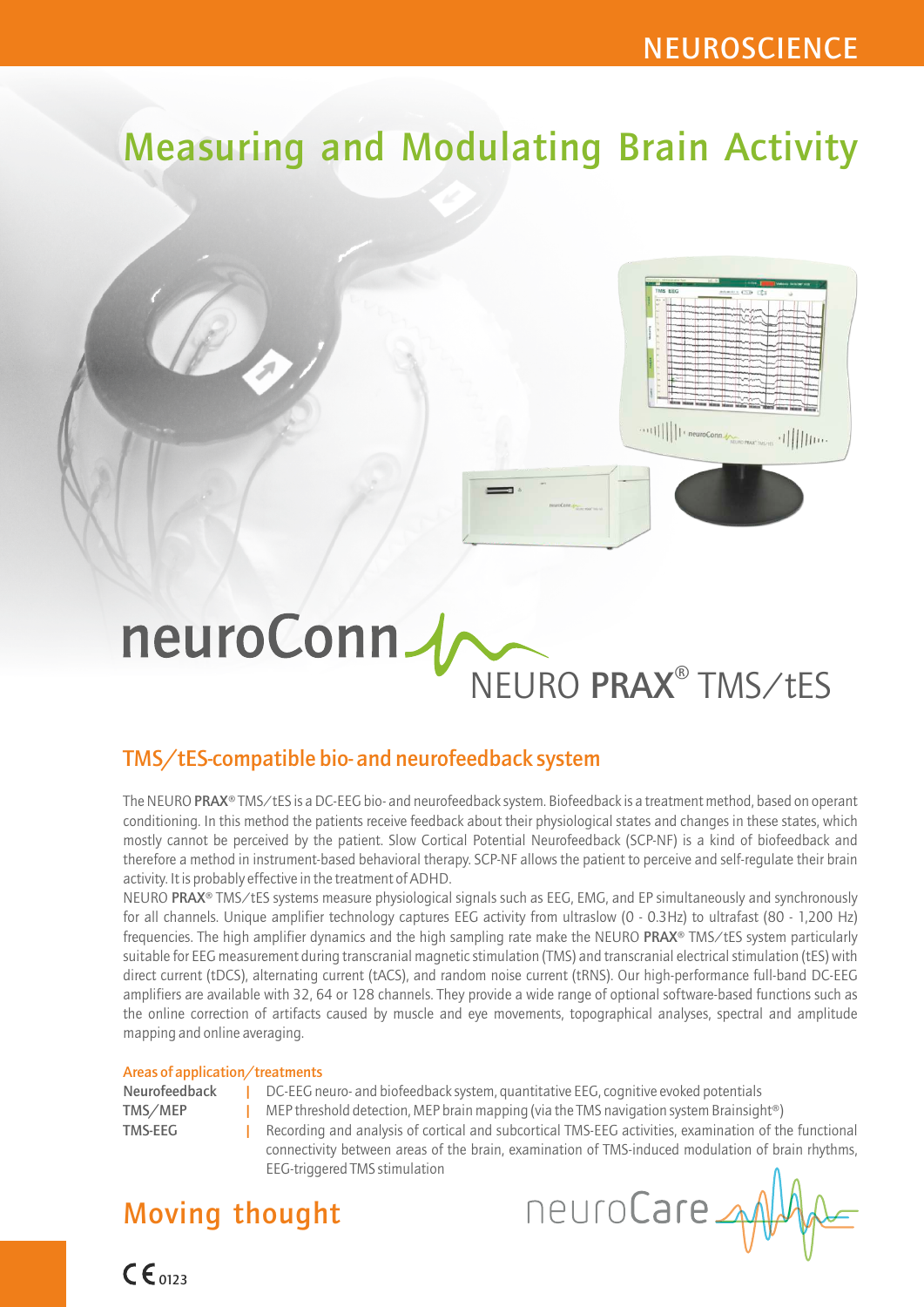NEUROSCIENCE

# Measuring and Modulating Brain Activity

neuroConn

NEURO **PRAX**® TMS/tES

## TMS/tES-compatible bio- and neurofeedback system

The NEURO **PRAX**® TMS/tES is a DC-EEG bio- and neurofeedback system. Biofeedback is a treatment method, based on operant conditioning. In this method the patients receive feedback about their physiological states and changes in these states, which mostly cannot be perceived by the patient. Slow Cortical Potential Neurofeedback (SCP-NF) is a kind of biofeedback and therefore a method in instrument-based behavioral therapy. SCP-NF allows the patient to perceive and self-regulate their brain activity. It is probably effective in the treatment of ADHD.

NEURO **PRAX**® TMS/tES systems measure physiological signals such as EEG, EMG, and EP simultaneously and synchronously for all channels. Unique amplifier technology captures EEG activity from ultraslow (0 - 0.3Hz) to ultrafast (80 - 1,200 Hz) frequencies. The high amplifier dynamics and the high sampling rate make the NEURO **PRAX**® TMS/tES system particularly suitable for EEG measurement during transcranial magnetic stimulation (TMS) and transcranial electrical stimulation (tES) with direct current (tDCS), alternating current (tACS), and random noise current (tRNS). Our high-performance full-band DC-EEG amplifiers are available with 32, 64 or 128 channels. They provide a wide range of optional software-based functions such as the online correction of artifacts caused by muscle and eye movements, topographical analyses, spectral and amplitude mapping and online averaging.

### Areas of application/treatments

| | |
|---|---|
| Neurofeedback | DC-EEG neuro- and biofeedback system, quantitative EEG, cognitive evoked potentials |
| TMS/MEP | MEP threshold detection, MEP brain mapping (via the TMS navigation system Brainsight®) |
| TMS-EEG | Recording and analysis of cortical and subcortical TMS-EEG activities, examination of the functional connectivity between areas of the brain, examination of TMS-induced modulation of brain rhythms, EEG-triggered TMS stimulation |

## Moving thought

neuroCare

CE 0123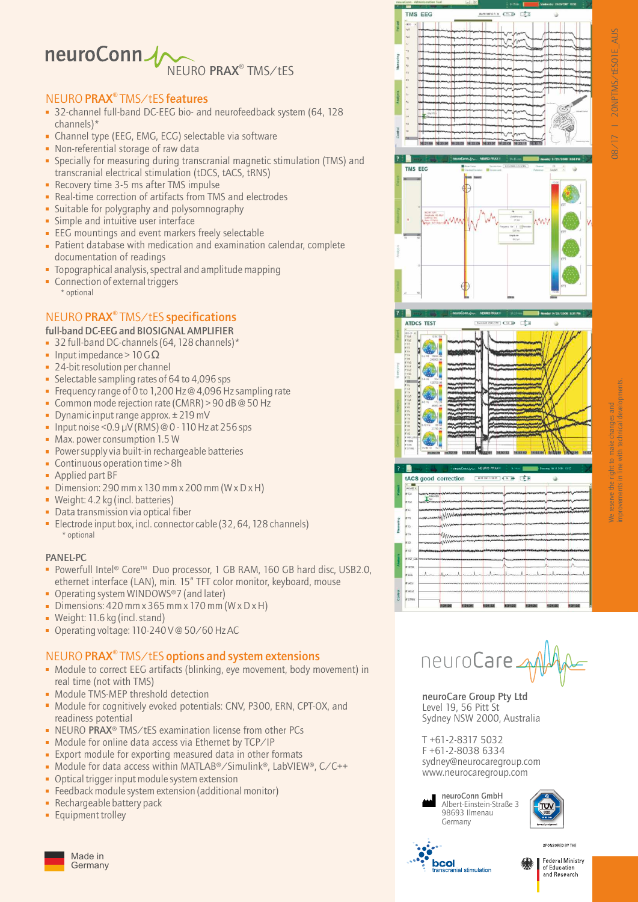# neuroConn NEURO PRAX® TMS/tES

## NEURO PRAX® TMS/tES features

- 32-channel full-band DC-EEG bio- and neurofeedback system (64, 128 channels)*
- Channel type (EEG, EMG, ECG) selectable via software
- Non-referential storage of raw data
- Specially for measuring during transcranial magnetic stimulation (TMS) and transcranial electrical stimulation (tDCS, tACS, tRNS)
- Recovery time 3-5 ms after TMS impulse
- Real-time correction of artifacts from TMS and electrodes
- Suitable for polygraphy and polysomnography
- Simple and intuitive user interface
- EEG mountings and event markers freely selectable
- Patient database with medication and examination calendar, complete documentation of readings
- Topographical analysis, spectral and amplitude mapping
- Connection of external triggers

\* optional

## NEURO PRAX® TMS/tES specifications

### full-band DC-EEG and BIOSIGNAL AMPLIFIER

- 32 full-band DC-channels (64, 128 channels)*
- Input impedance > 10 GΩ
- 24-bit resolution per channel
- Selectable sampling rates of 64 to 4,096 sps
- Frequency range of 0 to 1,200 Hz @ 4,096 Hz sampling rate
- Common mode rejection rate (CMRR) > 90 dB @ 50 Hz
- Dynamic input range approx. ± 219 mV
- Input noise <0.9 µV (RMS) @ 0 - 110 Hz at 256 sps
- Max. power consumption 1.5 W
- Power supply via built-in rechargeable batteries
- Continuous operation time > 8h
- Applied part BF
- Dimension: 290 mm x 130 mm x 200 mm (W x D x H)
- Weight: 4.2 kg (incl. batteries)
- Data transmission via optical fiber
- Electrode input box, incl. connector cable (32, 64, 128 channels)*

\* optional

### PANEL-PC

- Powerfull Intel® Core™ Duo processor, 1 GB RAM, 160 GB hard disc, USB2.0, ethernet interface (LAN), min. 15" TFT color monitor, keyboard, mouse
- Operating system WINDOWS®7 (and later)
- Dimensions: 420 mm x 365 mm x 170 mm (W x D x H)
- Weight: 11.6 kg (incl. stand)
- Operating voltage: 110-240 V @ 50/60 Hz AC

## NEURO PRAX® TMS/tES options and system extensions

- Module to correct EEG artifacts (blinking, eye movement, body movement) in real time (not with TMS)
- Module TMS-MEP threshold detection
- Module for cognitively evoked potentials: CNV, P300, ERN, CPT-OX, and readiness potential
- NEURO PRAX® TMS/tES examination license from other PCs
- Module for online data access via Ethernet by TCP/IP
- Export module for exporting measured data in other formats
- Module for data access within MATLAB®/Simulink®, LabVIEW®, C/C++
- Optical trigger input module system extension
- Feedback module system extension (additional monitor)
- Rechargeable battery pack
- Equipment trolley

Made in Germany

TMS EEG

TMS EEG

ATDCS TEST

tACS good correction

08/17 | 20NPTMS/tES01E_AUS

We reserve the right to make changes and improvements in line with technical developments.

neuroCare

**neuroCare Group Pty Ltd**
Level 19, 56 Pitt St
Sydney NSW 2000, Australia

T +61-2-8317 5032
F +61-2-8038 6334
sydney@neurocaregroup.com
www.neurocaregroup.com

**neuroConn GmbH**
Albert-Einstein-Straße 3
98693 Ilmenau
Germany

bcol transcranial stimulation

SPONSORED BY THE
Federal Ministry of Education and Research